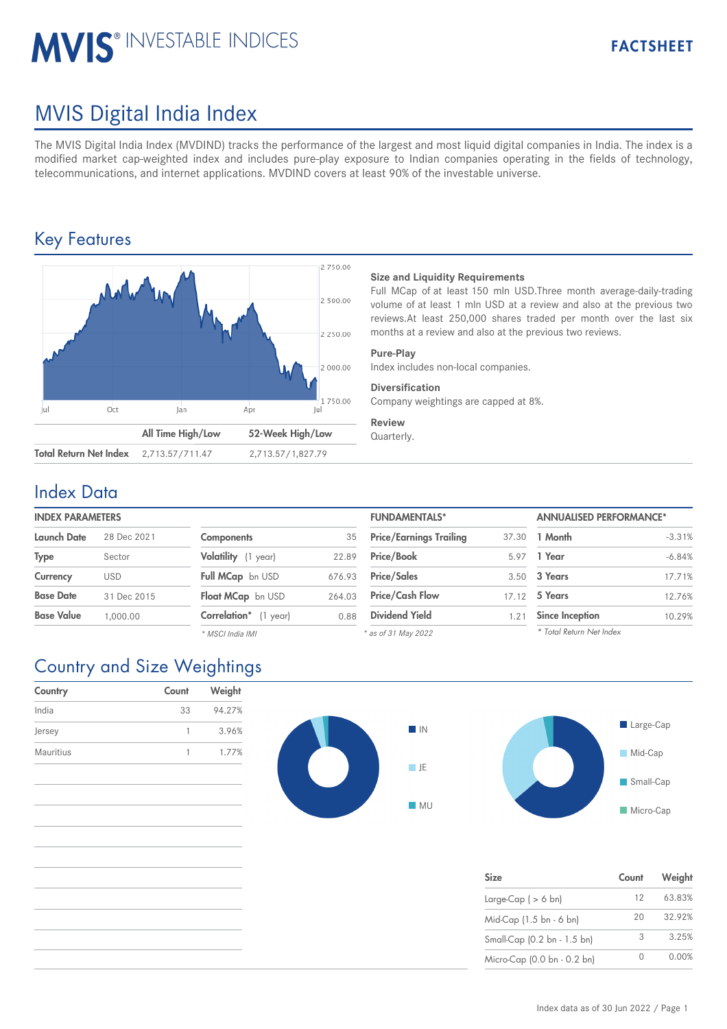# MVIS® INVESTABLE INDICES

**FACTSHEET**

# MVIS Digital India Index

The MVIS Digital India Index (MVDIND) tracks the performance of the largest and most liquid digital companies in India. The index is a modified market cap-weighted index and includes pure-play exposure to Indian companies operating in the fields of technology, telecommunications, and internet applications. MVDIND covers at least 90% of the investable universe.

## Key Features

| | All Time High/Low | 52-Week High/Low |
|---|---|---|
| **Total Return Net Index** | 2,713.57/711.47 | 2,713.57/1,827.79 |

**Size and Liquidity Requirements**
Full MCap of at least 150 mln USD.Three month average-daily-trading volume of at least 1 mln USD at a review and also at the previous two reviews.At least 250,000 shares traded per month over the last six months at a review and also at the previous two reviews.

**Pure-Play**
Index includes non-local companies.

**Diversification**
Company weightings are capped at 8%.

**Review**
Quarterly.

## Index Data

**INDEX PARAMETERS**

| | |
|---|---|
| **Launch Date** | 28 Dec 2021 |
| **Type** | Sector |
| **Currency** | USD |
| **Base Date** | 31 Dec 2015 |
| **Base Value** | 1,000.00 |

| | |
|---|---|
| **Components** | 35 |
| **Volatility** (1 year) | 22.89 |
| **Full MCap** bn USD | 676.93 |
| **Float MCap** bn USD | 264.03 |
| **Correlation*** (1 year) | 0.88 |

*\* MSCI India IMI*

**FUNDAMENTALS***

| | |
|---|---|
| **Price/Earnings Trailing** | 37.30 |
| **Price/Book** | 5.97 |
| **Price/Sales** | 3.50 |
| **Price/Cash Flow** | 17.12 |
| **Dividend Yield** | 1.21 |

*\* as of 31 May 2022*

**ANNUALISED PERFORMANCE***

| | |
|---|---|
| **1 Month** | -3.31% |
| **1 Year** | -6.84% |
| **3 Years** | 17.71% |
| **5 Years** | 12.76% |
| **Since Inception** | 10.29% |

*\* Total Return Net Index*

## Country and Size Weightings

| Country | Count | Weight |
|---|---|---|
| India | 33 | 94.27% |
| Jersey | 1 | 3.96% |
| Mauritius | 1 | 1.77% |

| Size | Count | Weight |
|---|---|---|
| Large-Cap ( > 6 bn) | 12 | 63.83% |
| Mid-Cap (1.5 bn - 6 bn) | 20 | 32.92% |
| Small-Cap (0.2 bn - 1.5 bn) | 3 | 3.25% |
| Micro-Cap (0.0 bn - 0.2 bn) | 0 | 0.00% |

Index data as of 30 Jun 2022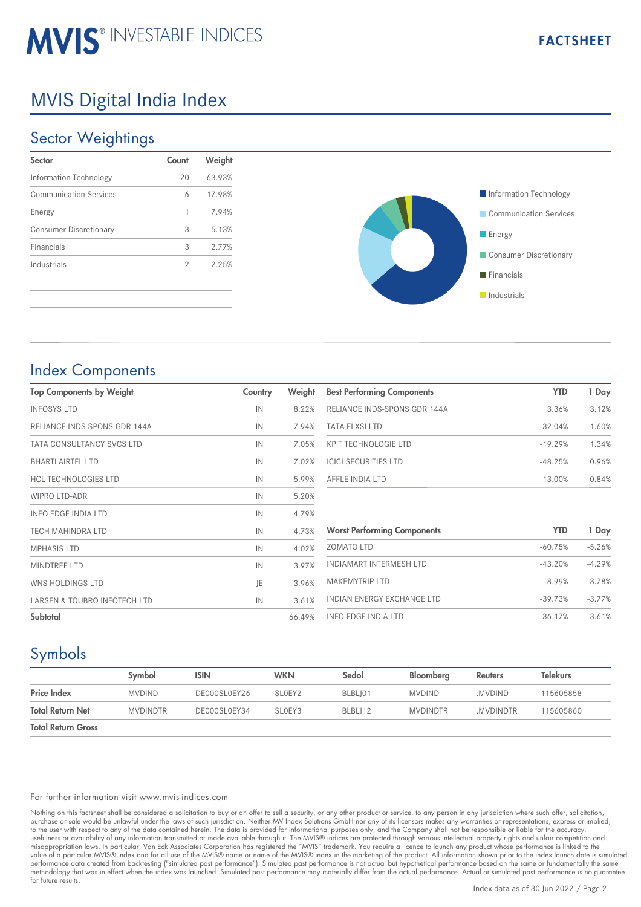# MVIS Digital India Index

## Sector Weightings

| Sector | Count | Weight |
|---|---|---|
| Information Technology | 20 | 63.93% |
| Communication Services | 6 | 17.98% |
| Energy | 1 | 7.94% |
| Consumer Discretionary | 3 | 5.13% |
| Financials | 3 | 2.77% |
| Industrials | 2 | 2.25% |

Information Technology
Communication Services
Energy
Consumer Discretionary
Financials
Industrials

## Index Components

| Top Components by Weight | Country | Weight |
|---|---|---|
| INFOSYS LTD | IN | 8.22% |
| RELIANCE INDS-SPONS GDR 144A | IN | 7.94% |
| TATA CONSULTANCY SVCS LTD | IN | 7.05% |
| BHARTI AIRTEL LTD | IN | 7.02% |
| HCL TECHNOLOGIES LTD | IN | 5.99% |
| WIPRO LTD-ADR | IN | 5.20% |
| INFO EDGE INDIA LTD | IN | 4.79% |
| TECH MAHINDRA LTD | IN | 4.73% |
| MPHASIS LTD | IN | 4.02% |
| MINDTREE LTD | IN | 3.97% |
| WNS HOLDINGS LTD | JE | 3.96% |
| LARSEN & TOUBRO INFOTECH LTD | IN | 3.61% |
| **Subtotal** | | 66.49% |

| Best Performing Components | YTD | 1 Day |
|---|---|---|
| RELIANCE INDS-SPONS GDR 144A | 3.36% | 3.12% |
| TATA ELXSI LTD | 32.04% | 1.60% |
| KPIT TECHNOLOGIE LTD | -19.29% | 1.34% |
| ICICI SECURITIES LTD | -48.25% | 0.96% |
| AFFLE INDIA LTD | -13.00% | 0.84% |

| Worst Performing Components | YTD | 1 Day |
|---|---|---|
| ZOMATO LTD | -60.75% | -5.26% |
| INDIAMART INTERMESH LTD | -43.20% | -4.29% |
| MAKEMYTRIP LTD | -8.99% | -3.78% |
| INDIAN ENERGY EXCHANGE LTD | -39.73% | -3.77% |
| INFO EDGE INDIA LTD | -36.17% | -3.61% |

## Symbols

| | Symbol | ISIN | WKN | Sedol | Bloomberg | Reuters | Telekurs |
|---|---|---|---|---|---|---|---|
| **Price Index** | MVDIND | DE000SL0EY26 | SL0EY2 | BLBLJ01 | MVDIND | .MVDIND | 115605858 |
| **Total Return Net** | MVDINDTR | DE000SL0EY34 | SL0EY3 | BLBLJ12 | MVDINDTR | .MVDINDTR | 115605860 |
| **Total Return Gross** | - | - | - | - | - | - | - |

For further information visit www.mvis-indices.com

Nothing on this factsheet shall be considered a solicitation to buy or an offer to sell a security, or any other product or service, to any person in any jurisdiction where such offer, solicitation, purchase or sale would be unlawful under the laws of such jurisdiction. Neither MV Index Solutions GmbH nor any of its licensors makes any warranties or representations, express or implied, to the user with respect to any of the data contained herein. The data is provided for informational purposes only, and the Company shall not be responsible or liable for the accuracy, usefulness or availability of any information transmitted or made available through it. The MVIS® indices are protected through various intellectual property rights and unfair competition and misappropriation laws. In particular, Van Eck Associates Corporation has registered the "MVIS" trademark. You require a licence to launch any product whose performance is linked to the value of a particular MVIS® index and for all use of the MVIS® name or name of the MVIS® index in the marketing of the product. All information shown prior to the index launch date is simulated performance data created from backtesting ("simulated past performance"). Simulated past performance is not actual but hypothetical performance based on the same or fundamentally the same methodology that was in effect when the index was launched. Simulated past performance may materially differ from the actual performance. Actual or simulated past performance is no guarantee for future results.

Index data as of 30 Jun 2022